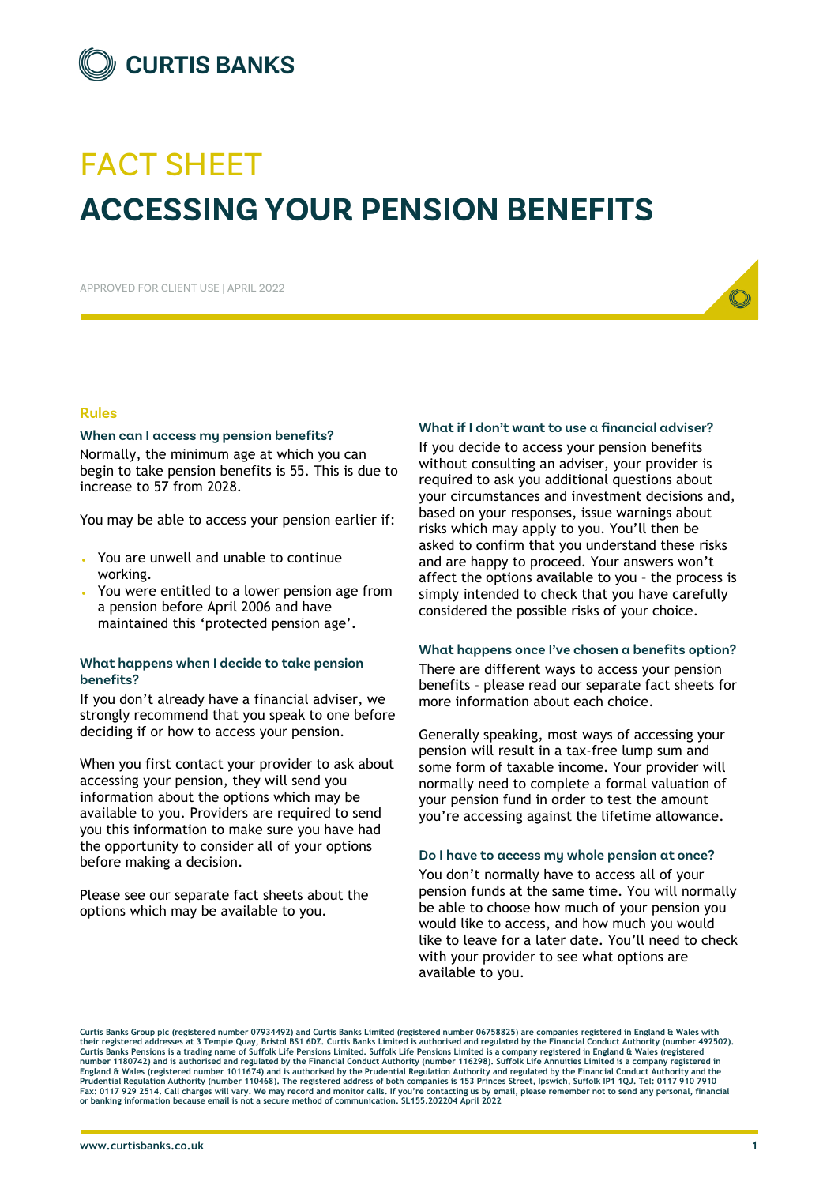CURTIS BANKS

# FACT SHEET
# ACCESSING YOUR PENSION BENEFITS

APPROVED FOR CLIENT USE | APRIL 2022

## Rules

### When can I access my pension benefits?

Normally, the minimum age at which you can begin to take pension benefits is 55. This is due to increase to 57 from 2028.

You may be able to access your pension earlier if:

- You are unwell and unable to continue working.
- You were entitled to a lower pension age from a pension before April 2006 and have maintained this 'protected pension age'.

### What happens when I decide to take pension benefits?

If you don't already have a financial adviser, we strongly recommend that you speak to one before deciding if or how to access your pension.

When you first contact your provider to ask about accessing your pension, they will send you information about the options which may be available to you. Providers are required to send you this information to make sure you have had the opportunity to consider all of your options before making a decision.

Please see our separate fact sheets about the options which may be available to you.

### What if I don't want to use a financial adviser?

If you decide to access your pension benefits without consulting an adviser, your provider is required to ask you additional questions about your circumstances and investment decisions and, based on your responses, issue warnings about risks which may apply to you. You'll then be asked to confirm that you understand these risks and are happy to proceed. Your answers won't affect the options available to you – the process is simply intended to check that you have carefully considered the possible risks of your choice.

### What happens once I've chosen a benefits option?

There are different ways to access your pension benefits – please read our separate fact sheets for more information about each choice.

Generally speaking, most ways of accessing your pension will result in a tax-free lump sum and some form of taxable income. Your provider will normally need to complete a formal valuation of your pension fund in order to test the amount you're accessing against the lifetime allowance.

### Do I have to access my whole pension at once?

You don't normally have to access all of your pension funds at the same time. You will normally be able to choose how much of your pension you would like to access, and how much you would like to leave for a later date. You'll need to check with your provider to see what options are available to you.

Curtis Banks Group plc (registered number 07934492) and Curtis Banks Limited (registered number 06758825) are companies registered in England & Wales with their registered addresses at 3 Temple Quay, Bristol BS1 6DZ. Curtis Banks Limited is authorised and regulated by the Financial Conduct Authority (number 492502). Curtis Banks Pensions is a trading name of Suffolk Life Pensions Limited. Suffolk Life Pensions Limited is a company registered in England & Wales (registered number 1180742) and is authorised and regulated by the Financial Conduct Authority (number 116298). Suffolk Life Annuities Limited is a company registered in England & Wales (registered number 1011674) and is authorised by the Prudential Regulation Authority and regulated by the Financial Conduct Authority and the Prudential Regulation Authority (number 110468). The registered address of both companies is 153 Princes Street, Ipswich, Suffolk IP1 1QJ. Tel: 0117 910 7910 Fax: 0117 929 2514. Call charges will vary. We may record and monitor calls. If you're contacting us by email, please remember not to send any personal, financial or banking information because email is not a secure method of communication. SL155.202204 April 2022

www.curtisbanks.co.uk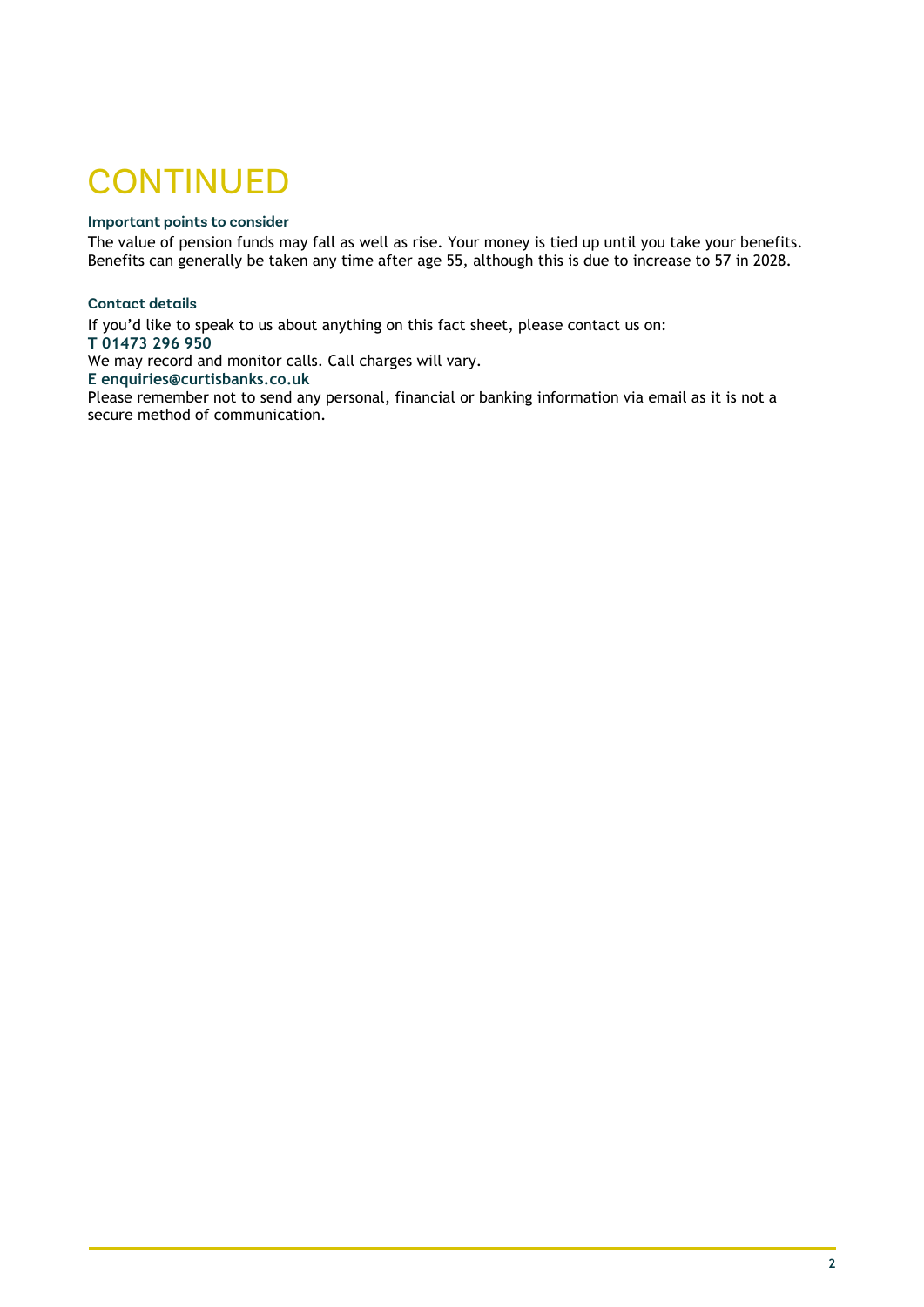# CONTINUED

### Important points to consider

The value of pension funds may fall as well as rise. Your money is tied up until you take your benefits. Benefits can generally be taken any time after age 55, although this is due to increase to 57 in 2028.

### Contact details

If you'd like to speak to us about anything on this fact sheet, please contact us on:
**T 01473 296 950**
We may record and monitor calls. Call charges will vary.
**E enquiries@curtisbanks.co.uk**
Please remember not to send any personal, financial or banking information via email as it is not a secure method of communication.